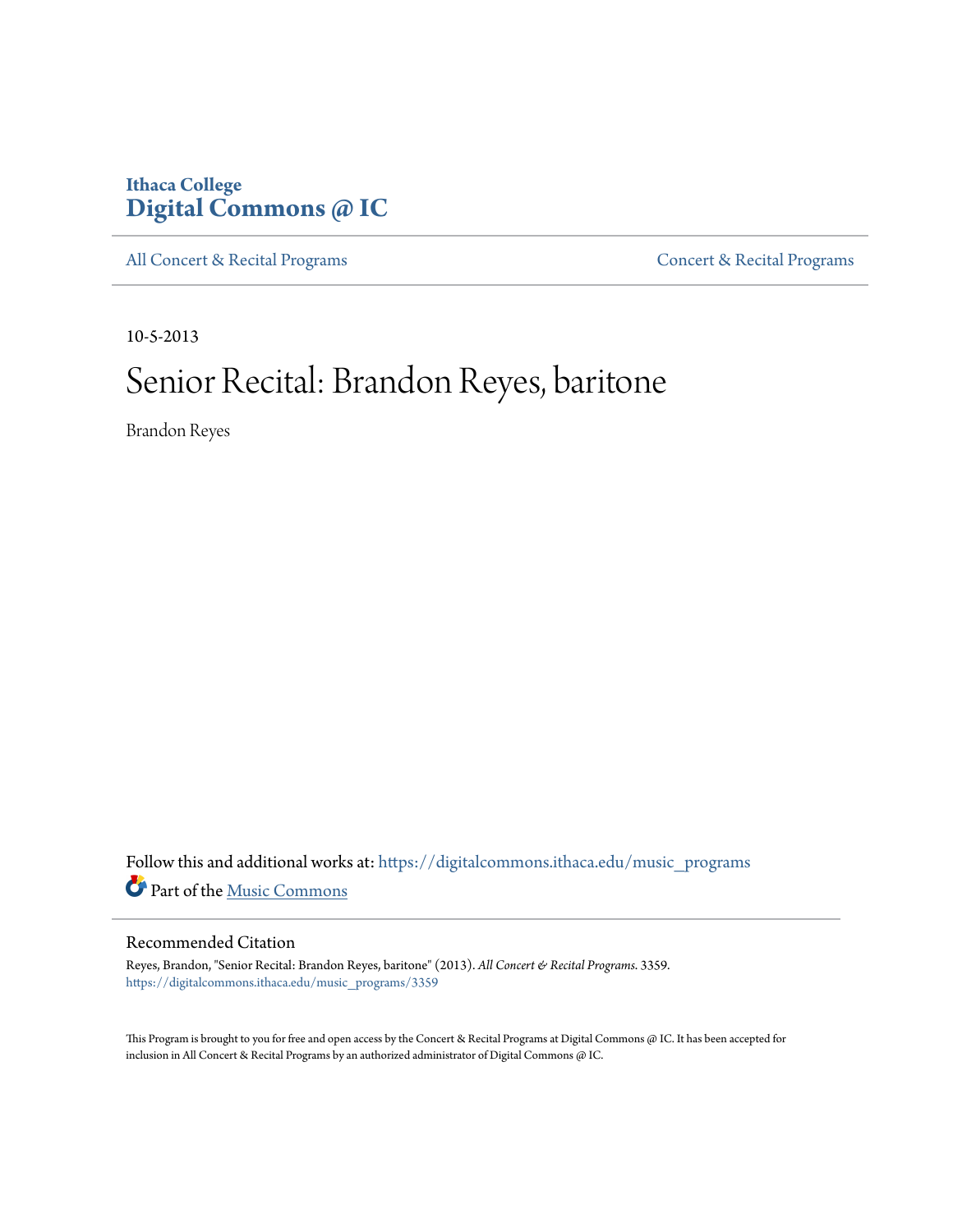Ithaca College
**Digital Commons @ IC**

All Concert & Recital Programs | Concert & Recital Programs

10-5-2013

# Senior Recital: Brandon Reyes, baritone

Brandon Reyes

Follow this and additional works at: https://digitalcommons.ithaca.edu/music_programs

Part of the Music Commons

## Recommended Citation

Reyes, Brandon, "Senior Recital: Brandon Reyes, baritone" (2013). *All Concert & Recital Programs*. 3359.
https://digitalcommons.ithaca.edu/music_programs/3359

This Program is brought to you for free and open access by the Concert & Recital Programs at Digital Commons @ IC. It has been accepted for inclusion in All Concert & Recital Programs by an authorized administrator of Digital Commons @ IC.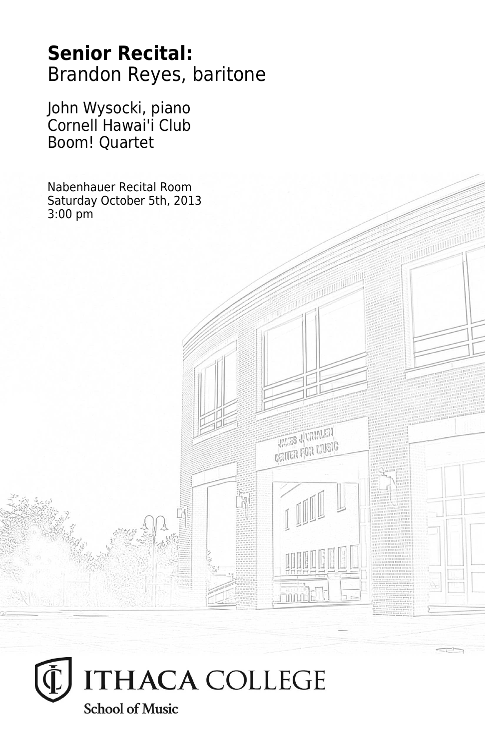# **Senior Recital:**
# Brandon Reyes, baritone

John Wysocki, piano
Cornell Hawai'i Club
Boom! Quartet

Nabenhauer Recital Room
Saturday October 5th, 2013
3:00 pm

ITHACA COLLEGE
School of Music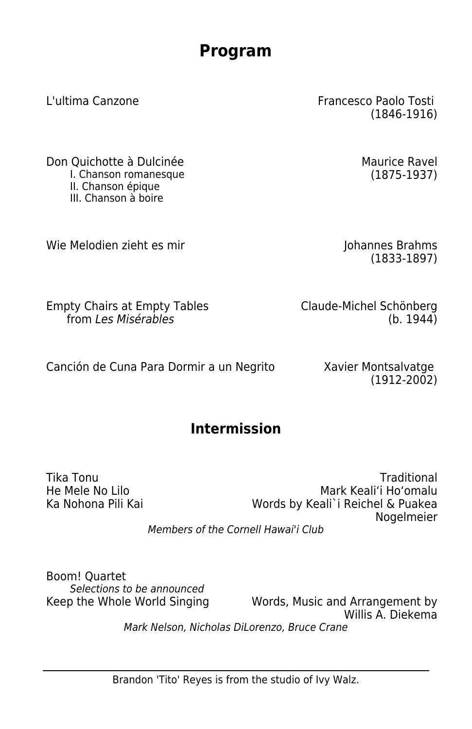# Program

L'ultima Canzone — Francesco Paolo Tosti (1846-1916)

Don Quichotte à Dulcinée — Maurice Ravel (1875-1937)

- I. Chanson romanesque
- II. Chanson épique
- III. Chanson à boire

Wie Melodien zieht es mir — Johannes Brahms (1833-1897)

Empty Chairs at Empty Tables from *Les Misérables* — Claude-Michel Schönberg (b. 1944)

Canción de Cuna Para Dormir a un Negrito — Xavier Montsalvatge (1912-2002)

## Intermission

Tika Tonu — Traditional
He Mele No Lilo — Mark Keali'i Ho'omalu
Ka Nohona Pili Kai — Words by Keali`i Reichel & Puakea Nogelmeier

*Members of the Cornell Hawai'i Club*

Boom! Quartet

*Selections to be announced*

Keep the Whole World Singing — Words, Music and Arrangement by Willis A. Diekema

*Mark Nelson, Nicholas DiLorenzo, Bruce Crane*

---

Brandon 'Tito' Reyes is from the studio of Ivy Walz.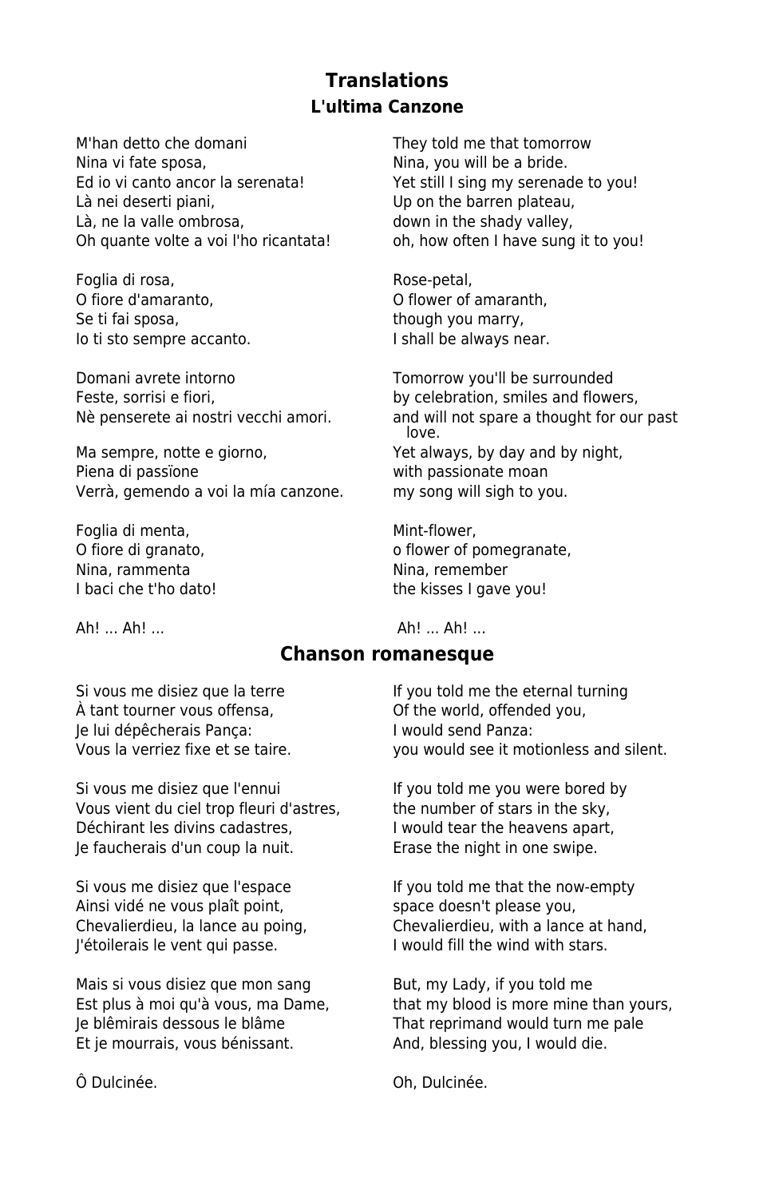# Translations

## L'ultima Canzone

| | |
|---|---|
| M'han detto che domani | They told me that tomorrow |
| Nina vi fate sposa, | Nina, you will be a bride. |
| Ed io vi canto ancor la serenata! | Yet still I sing my serenade to you! |
| Là nei deserti piani, | Up on the barren plateau, |
| Là, ne la valle ombrosa, | down in the shady valley, |
| Oh quante volte a voi l'ho ricantata! | oh, how often I have sung it to you! |
| | |
| Foglia di rosa, | Rose-petal, |
| O fiore d'amaranto, | O flower of amaranth, |
| Se ti fai sposa, | though you marry, |
| Io ti sto sempre accanto. | I shall be always near. |
| | |
| Domani avrete intorno | Tomorrow you'll be surrounded |
| Feste, sorrisi e fiori, | by celebration, smiles and flowers, |
| Nè penserete ai nostri vecchi amori. | and will not spare a thought for our past love. |
| Ma sempre, notte e giorno, | Yet always, by day and by night, |
| Piena di passïone | with passionate moan |
| Verrà, gemendo a voi la mía canzone. | my song will sigh to you. |
| | |
| Foglia di menta, | Mint-flower, |
| O fiore di granato, | o flower of pomegranate, |
| Nina, rammenta | Nina, remember |
| I baci che t'ho dato! | the kisses I gave you! |
| | |
| Ah! ... Ah! ... | Ah! ... Ah! ... |

## Chanson romanesque

| | |
|---|---|
| Si vous me disiez que la terre | If you told me the eternal turning |
| À tant tourner vous offensa, | Of the world, offended you, |
| Je lui dépêcherais Pança: | I would send Panza: |
| Vous la verriez fixe et se taire. | you would see it motionless and silent. |
| | |
| Si vous me disiez que l'ennui | If you told me you were bored by |
| Vous vient du ciel trop fleuri d'astres, | the number of stars in the sky, |
| Déchirant les divins cadastres, | I would tear the heavens apart, |
| Je faucherais d'un coup la nuit. | Erase the night in one swipe. |
| | |
| Si vous me disiez que l'espace | If you told me that the now-empty |
| Ainsi vidé ne vous plaît point, | space doesn't please you, |
| Chevalierdieu, la lance au poing, | Chevalierdieu, with a lance at hand, |
| J'étoilerais le vent qui passe. | I would fill the wind with stars. |
| | |
| Mais si vous disiez que mon sang | But, my Lady, if you told me |
| Est plus à moi qu'à vous, ma Dame, | that my blood is more mine than yours, |
| Je blêmirais dessous le blâme | That reprimand would turn me pale |
| Et je mourrais, vous bénissant. | And, blessing you, I would die. |
| | |
| Ô Dulcinée. | Oh, Dulcinée. |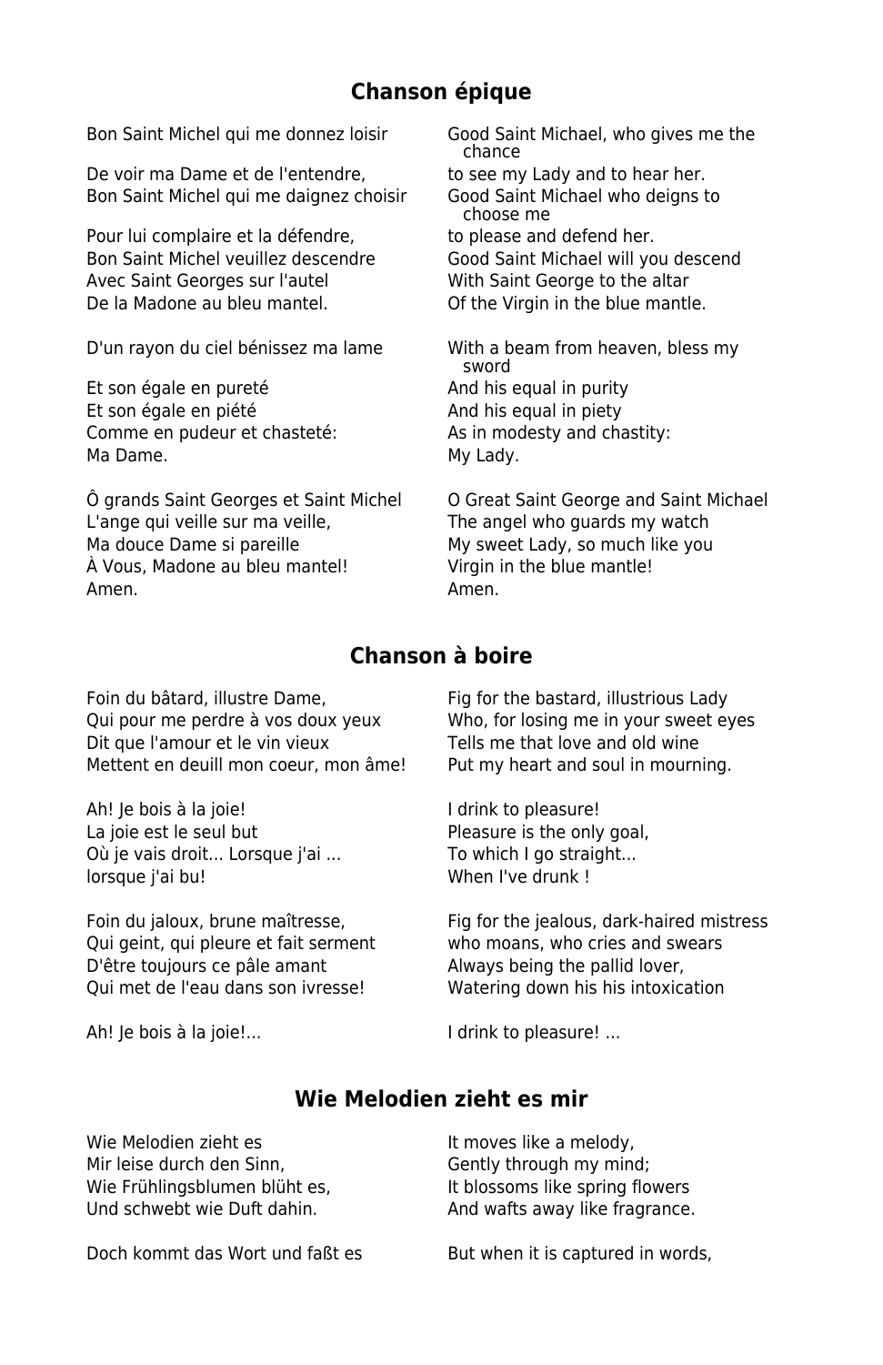## Chanson épique

| | |
|---|---|
| Bon Saint Michel qui me donnez loisir | Good Saint Michael, who gives me the chance |
| De voir ma Dame et de l'entendre, | to see my Lady and to hear her. |
| Bon Saint Michel qui me daignez choisir | Good Saint Michael who deigns to choose me |
| Pour lui complaire et la défendre, | to please and defend her. |
| Bon Saint Michel veuillez descendre | Good Saint Michael will you descend |
| Avec Saint Georges sur l'autel | With Saint George to the altar |
| De la Madone au bleu mantel. | Of the Virgin in the blue mantle. |
| | |
| D'un rayon du ciel bénissez ma lame | With a beam from heaven, bless my sword |
| Et son égale en pureté | And his equal in purity |
| Et son égale en piété | And his equal in piety |
| Comme en pudeur et chasteté: | As in modesty and chastity: |
| Ma Dame. | My Lady. |
| | |
| Ô grands Saint Georges et Saint Michel | O Great Saint George and Saint Michael |
| L'ange qui veille sur ma veille, | The angel who guards my watch |
| Ma douce Dame si pareille | My sweet Lady, so much like you |
| À Vous, Madone au bleu mantel! | Virgin in the blue mantle! |
| Amen. | Amen. |

## Chanson à boire

| | |
|---|---|
| Foin du bâtard, illustre Dame, | Fig for the bastard, illustrious Lady |
| Qui pour me perdre à vos doux yeux | Who, for losing me in your sweet eyes |
| Dit que l'amour et le vin vieux | Tells me that love and old wine |
| Mettent en deuill mon coeur, mon âme! | Put my heart and soul in mourning. |
| | |
| Ah! Je bois à la joie! | I drink to pleasure! |
| La joie est le seul but | Pleasure is the only goal, |
| Où je vais droit... Lorsque j'ai ... | To which I go straight... |
| lorsque j'ai bu! | When I've drunk ! |
| | |
| Foin du jaloux, brune maîtresse, | Fig for the jealous, dark-haired mistress |
| Qui geint, qui pleure et fait serment | who moans, who cries and swears |
| D'être toujours ce pâle amant | Always being the pallid lover, |
| Qui met de l'eau dans son ivresse! | Watering down his his intoxication |
| | |
| Ah! Je bois à la joie!... | I drink to pleasure! ... |

## Wie Melodien zieht es mir

| | |
|---|---|
| Wie Melodien zieht es | It moves like a melody, |
| Mir leise durch den Sinn, | Gently through my mind; |
| Wie Frühlingsblumen blüht es, | It blossoms like spring flowers |
| Und schwebt wie Duft dahin. | And wafts away like fragrance. |
| | |
| Doch kommt das Wort und faßt es | But when it is captured in words, |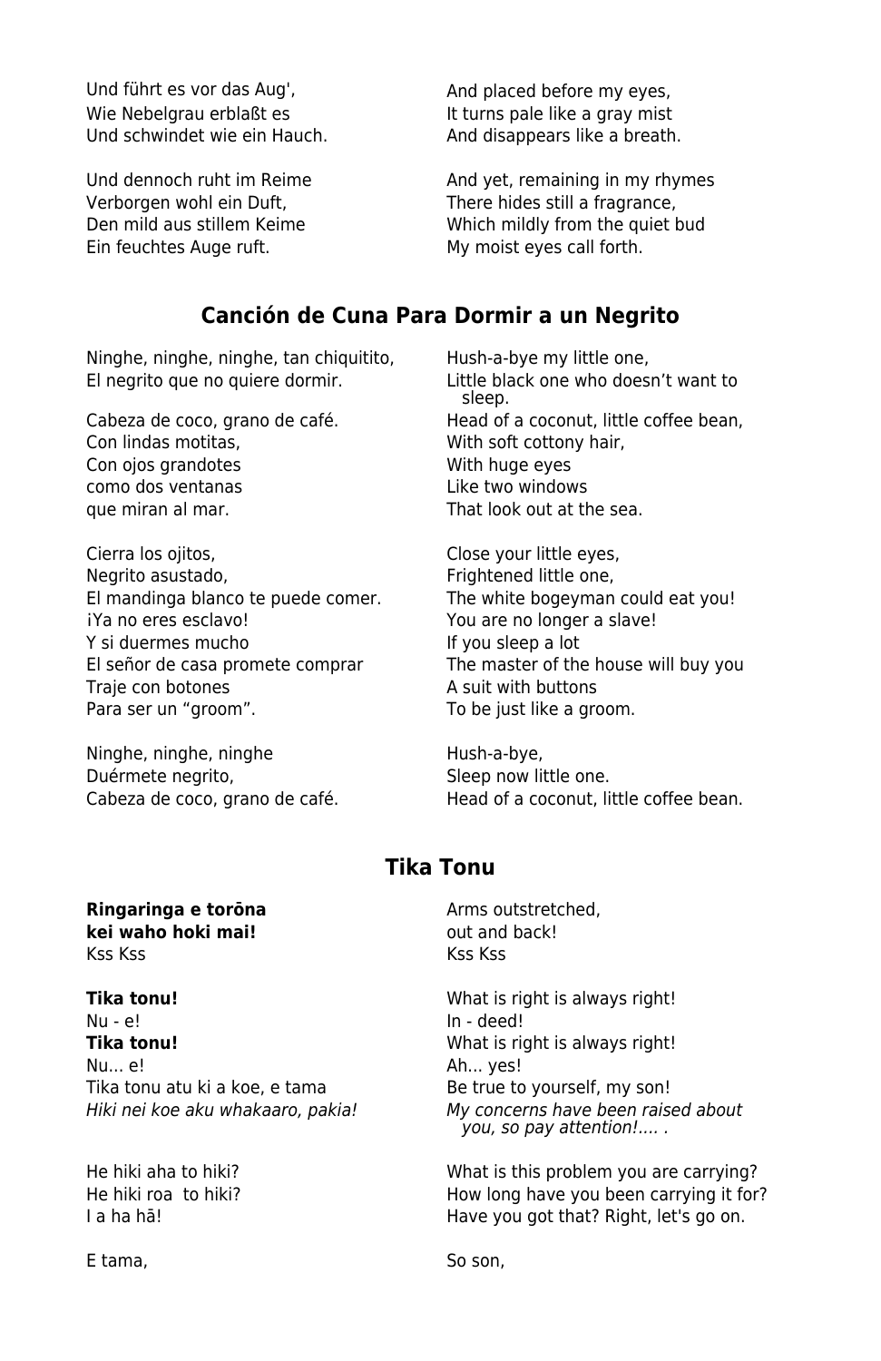| | |
|---|---|
| Und führt es vor das Aug', | And placed before my eyes, |
| Wie Nebelgrau erblaßt es | It turns pale like a gray mist |
| Und schwindet wie ein Hauch. | And disappears like a breath. |
| | |
| Und dennoch ruht im Reime | And yet, remaining in my rhymes |
| Verborgen wohl ein Duft, | There hides still a fragrance, |
| Den mild aus stillem Keime | Which mildly from the quiet bud |
| Ein feuchtes Auge ruft. | My moist eyes call forth. |

## Canción de Cuna Para Dormir a un Negrito

| | |
|---|---|
| Ninghe, ninghe, ninghe, tan chiquitito, | Hush-a-bye my little one, |
| El negrito que no quiere dormir. | Little black one who doesn't want to sleep. |
| Cabeza de coco, grano de café. | Head of a coconut, little coffee bean, |
| Con lindas motitas, | With soft cottony hair, |
| Con ojos grandotes | With huge eyes |
| como dos ventanas | Like two windows |
| que miran al mar. | That look out at the sea. |
| | |
| Cierra los ojitos, | Close your little eyes, |
| Negrito asustado, | Frightened little one, |
| El mandinga blanco te puede comer. | The white bogeyman could eat you! |
| ¡Ya no eres esclavo! | You are no longer a slave! |
| Y si duermes mucho | If you sleep a lot |
| El señor de casa promete comprar | The master of the house will buy you |
| Traje con botones | A suit with buttons |
| Para ser un "groom". | To be just like a groom. |
| | |
| Ninghe, ninghe, ninghe | Hush-a-bye, |
| Duérmete negrito, | Sleep now little one. |
| Cabeza de coco, grano de café. | Head of a coconut, little coffee bean. |

## Tika Tonu

| | |
|---|---|
| **Ringaringa e torōna** | Arms outstretched, |
| **kei waho hoki mai!** | out and back! |
| Kss Kss | Kss Kss |
| | |
| **Tika tonu!** | What is right is always right! |
| Nu - e! | In - deed! |
| **Tika tonu!** | What is right is always right! |
| Nu... e! | Ah... yes! |
| Tika tonu atu ki a koe, e tama | Be true to yourself, my son! |
| *Hiki nei koe aku whakaaro, pakia!* | *My concerns have been raised about you, so pay attention!.... .* |
| | |
| He hiki aha to hiki? | What is this problem you are carrying? |
| He hiki roa to hiki? | How long have you been carrying it for? |
| I a ha hā! | Have you got that? Right, let's go on. |
| | |
| E tama, | So son, |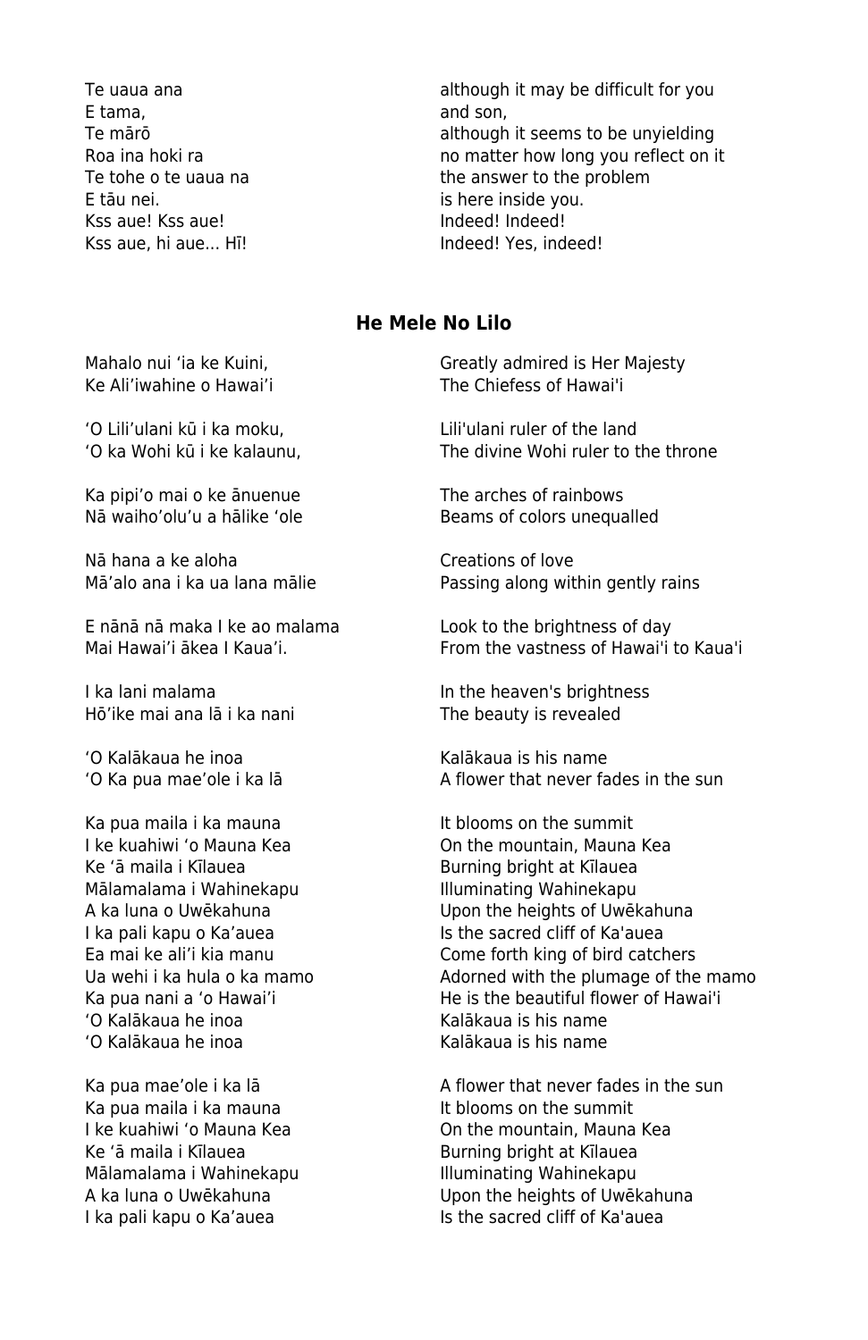| | |
|---|---|
| Te uaua ana | although it may be difficult for you |
| E tama, | and son, |
| Te mārō | although it seems to be unyielding |
| Roa ina hoki ra | no matter how long you reflect on it |
| Te tohe o te uaua na | the answer to the problem |
| E tāu nei. | is here inside you. |
| Kss aue! Kss aue! | Indeed! Indeed! |
| Kss aue, hi aue... Hī! | Indeed! Yes, indeed! |

## He Mele No Lilo

| | |
|---|---|
| Mahalo nui ‘ia ke Kuini, | Greatly admired is Her Majesty |
| Ke Ali’iwahine o Hawai’i | The Chiefess of Hawai'i |
| | |
| ‘O Lili’ulani kū i ka moku, | Lili'ulani ruler of the land |
| ‘O ka Wohi kū i ke kalaunu, | The divine Wohi ruler to the throne |
| | |
| Ka pipi’o mai o ke ānuenue | The arches of rainbows |
| Nā waiho’olu’u a hālike ‘ole | Beams of colors unequalled |
| | |
| Nā hana a ke aloha | Creations of love |
| Mā’alo ana i ka ua lana mālie | Passing along within gently rains |
| | |
| E nānā nā maka I ke ao malama | Look to the brightness of day |
| Mai Hawai’i ākea I Kaua’i. | From the vastness of Hawai'i to Kaua'i |
| | |
| I ka lani malama | In the heaven's brightness |
| Hō’ike mai ana lā i ka nani | The beauty is revealed |
| | |
| ‘O Kalākaua he inoa | Kalākaua is his name |
| ‘O Ka pua mae’ole i ka lā | A flower that never fades in the sun |
| | |
| Ka pua maila i ka mauna | It blooms on the summit |
| I ke kuahiwi ‘o Mauna Kea | On the mountain, Mauna Kea |
| Ke ‘ā maila i Kīlauea | Burning bright at Kīlauea |
| Mālamalama i Wahinekapu | Illuminating Wahinekapu |
| A ka luna o Uwēkahuna | Upon the heights of Uwēkahuna |
| I ka pali kapu o Ka’auea | Is the sacred cliff of Ka'auea |
| Ea mai ke ali’i kia manu | Come forth king of bird catchers |
| Ua wehi i ka hula o ka mamo | Adorned with the plumage of the mamo |
| Ka pua nani a ‘o Hawai’i | He is the beautiful flower of Hawai'i |
| ‘O Kalākaua he inoa | Kalākaua is his name |
| ‘O Kalākaua he inoa | Kalākaua is his name |
| | |
| Ka pua mae’ole i ka lā | A flower that never fades in the sun |
| Ka pua maila i ka mauna | It blooms on the summit |
| I ke kuahiwi ‘o Mauna Kea | On the mountain, Mauna Kea |
| Ke ‘ā maila i Kīlauea | Burning bright at Kīlauea |
| Mālamalama i Wahinekapu | Illuminating Wahinekapu |
| A ka luna o Uwēkahuna | Upon the heights of Uwēkahuna |
| I ka pali kapu o Ka’auea | Is the sacred cliff of Ka'auea |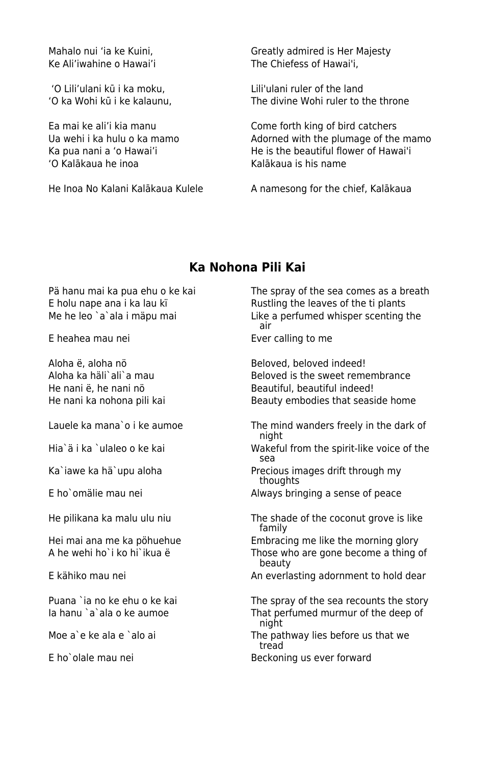| | |
|---|---|
| Mahalo nui ʻia ke Kuini, | Greatly admired is Her Majesty |
| Ke Ali’iwahine o Hawai’i | The Chiefess of Hawai'i, |
| ʻO Lili’ulani kū i ka moku, | Lili'ulani ruler of the land |
| ʻO ka Wohi kū i ke kalaunu, | The divine Wohi ruler to the throne |
| Ea mai ke ali’i kia manu | Come forth king of bird catchers |
| Ua wehi i ka hulu o ka mamo | Adorned with the plumage of the mamo |
| Ka pua nani a ʻo Hawai’i | He is the beautiful flower of Hawai'i |
| ʻO Kalākaua he inoa | Kalākaua is his name |
| He Inoa No Kalani Kalākaua Kulele | A namesong for the chief, Kalākaua |

## Ka Nohona Pili Kai

| | |
|---|---|
| Pä hanu mai ka pua ehu o ke kai | The spray of the sea comes as a breath |
| E holu nape ana i ka lau kï | Rustling the leaves of the ti plants |
| Me he leo `a`ala i mäpu mai | Like a perfumed whisper scenting the air |
| E heahea mau nei | Ever calling to me |
| Aloha ë, aloha nö | Beloved, beloved indeed! |
| Aloha ka häli`ali`a mau | Beloved is the sweet remembrance |
| He nani ë, he nani nö | Beautiful, beautiful indeed! |
| He nani ka nohona pili kai | Beauty embodies that seaside home |
| Lauele ka mana`o i ke aumoe | The mind wanders freely in the dark of night |
| Hia`ä i ka `ulaleo o ke kai | Wakeful from the spirit-like voice of the sea |
| Ka`iawe ka hä`upu aloha | Precious images drift through my thoughts |
| E ho`omälie mau nei | Always bringing a sense of peace |
| He pilikana ka malu ulu niu | The shade of the coconut grove is like family |
| Hei mai ana me ka pöhuehue | Embracing me like the morning glory |
| A he wehi ho`i ko hi`ikua ë | Those who are gone become a thing of beauty |
| E kähiko mau nei | An everlasting adornment to hold dear |
| Puana `ia no ke ehu o ke kai | The spray of the sea recounts the story |
| Ia hanu `a`ala o ke aumoe | That perfumed murmur of the deep of night |
| Moe a`e ke ala e `alo ai | The pathway lies before us that we tread |
| E ho`olale mau nei | Beckoning us ever forward |